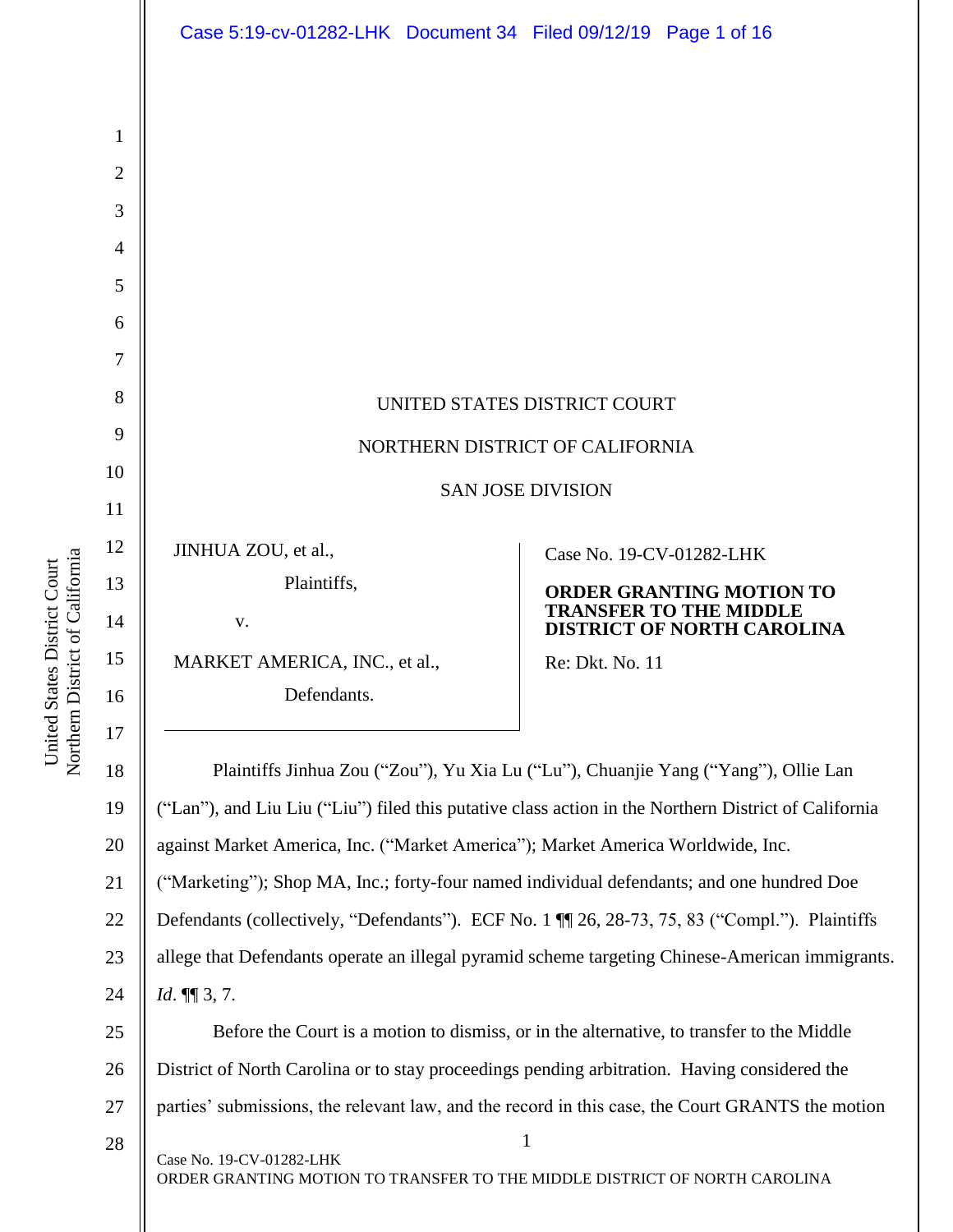UNITED STATES DISTRICT COURT

NORTHERN DISTRICT OF CALIFORNIA

SAN JOSE DIVISION

| | |
|---|---|
| JINHUA ZOU, et al.,<br>Plaintiffs,<br>v.<br>MARKET AMERICA, INC., et al.,<br>Defendants. | Case No. 19-CV-01282-LHK<br><br>**ORDER GRANTING MOTION TO TRANSFER TO THE MIDDLE DISTRICT OF NORTH CAROLINA**<br><br>Re: Dkt. No. 11 |

Plaintiffs Jinhua Zou ("Zou"), Yu Xia Lu ("Lu"), Chuanjie Yang ("Yang"), Ollie Lan ("Lan"), and Liu Liu ("Liu") filed this putative class action in the Northern District of California against Market America, Inc. ("Market America"); Market America Worldwide, Inc. ("Marketing"); Shop MA, Inc.; forty-four named individual defendants; and one hundred Doe Defendants (collectively, "Defendants"). ECF No. 1 ¶¶ 26, 28-73, 75, 83 ("Compl."). Plaintiffs allege that Defendants operate an illegal pyramid scheme targeting Chinese-American immigrants. *Id*. ¶¶ 3, 7.

Before the Court is a motion to dismiss, or in the alternative, to transfer to the Middle District of North Carolina or to stay proceedings pending arbitration. Having considered the parties' submissions, the relevant law, and the record in this case, the Court GRANTS the motion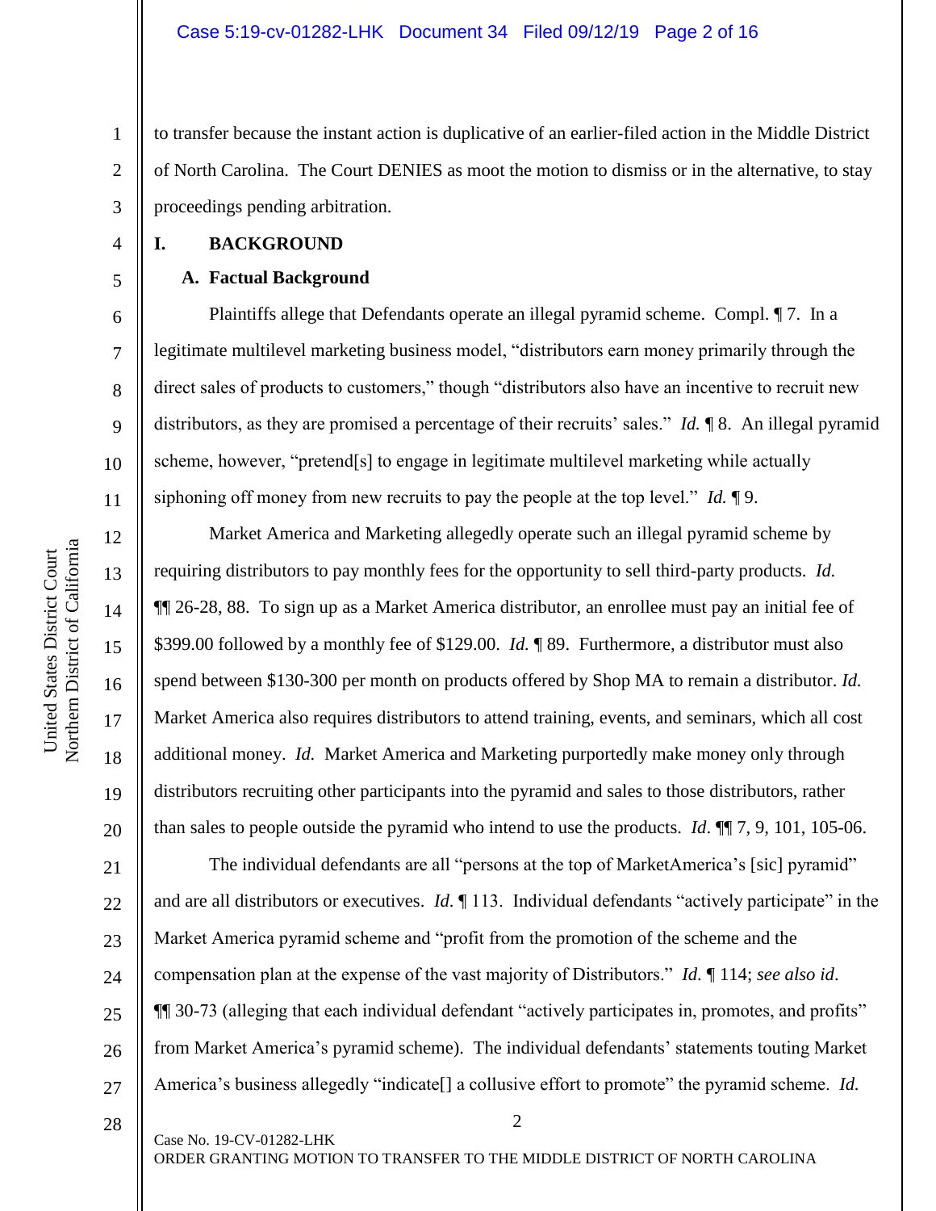to transfer because the instant action is duplicative of an earlier-filed action in the Middle District of North Carolina. The Court DENIES as moot the motion to dismiss or in the alternative, to stay proceedings pending arbitration.

## I. BACKGROUND

### A. Factual Background

Plaintiffs allege that Defendants operate an illegal pyramid scheme. Compl. ¶ 7. In a legitimate multilevel marketing business model, "distributors earn money primarily through the direct sales of products to customers," though "distributors also have an incentive to recruit new distributors, as they are promised a percentage of their recruits' sales." *Id.* ¶ 8. An illegal pyramid scheme, however, "pretend[s] to engage in legitimate multilevel marketing while actually siphoning off money from new recruits to pay the people at the top level." *Id.* ¶ 9.

Market America and Marketing allegedly operate such an illegal pyramid scheme by requiring distributors to pay monthly fees for the opportunity to sell third-party products. *Id.* ¶¶ 26-28, 88. To sign up as a Market America distributor, an enrollee must pay an initial fee of $399.00 followed by a monthly fee of $129.00. *Id.* ¶ 89. Furthermore, a distributor must also spend between $130-300 per month on products offered by Shop MA to remain a distributor. *Id.* Market America also requires distributors to attend training, events, and seminars, which all cost additional money. *Id.* Market America and Marketing purportedly make money only through distributors recruiting other participants into the pyramid and sales to those distributors, rather than sales to people outside the pyramid who intend to use the products. *Id*. ¶¶ 7, 9, 101, 105-06.

The individual defendants are all "persons at the top of MarketAmerica's [sic] pyramid" and are all distributors or executives. *Id.* ¶ 113. Individual defendants "actively participate" in the Market America pyramid scheme and "profit from the promotion of the scheme and the compensation plan at the expense of the vast majority of Distributors." *Id.* ¶ 114; *see also id*. ¶¶ 30-73 (alleging that each individual defendant "actively participates in, promotes, and profits" from Market America's pyramid scheme). The individual defendants' statements touting Market America's business allegedly "indicate[] a collusive effort to promote" the pyramid scheme. *Id.*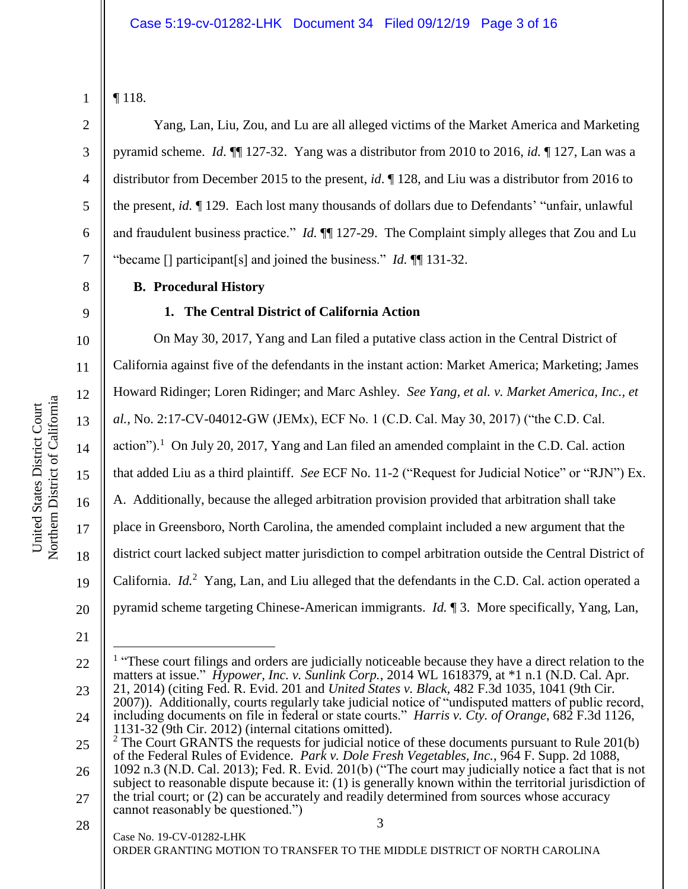¶ 118.

Yang, Lan, Liu, Zou, and Lu are all alleged victims of the Market America and Marketing pyramid scheme. *Id.* ¶¶ 127-32. Yang was a distributor from 2010 to 2016, *id.* ¶ 127, Lan was a distributor from December 2015 to the present, *id*. ¶ 128, and Liu was a distributor from 2016 to the present, *id.* ¶ 129. Each lost many thousands of dollars due to Defendants' "unfair, unlawful and fraudulent business practice." *Id.* ¶¶ 127-29. The Complaint simply alleges that Zou and Lu "became [] participant[s] and joined the business." *Id.* ¶¶ 131-32.

### B. Procedural History

#### 1. The Central District of California Action

On May 30, 2017, Yang and Lan filed a putative class action in the Central District of California against five of the defendants in the instant action: Market America; Marketing; James Howard Ridinger; Loren Ridinger; and Marc Ashley. *See Yang, et al. v. Market America, Inc., et al.*, No. 2:17-CV-04012-GW (JEMx), ECF No. 1 (C.D. Cal. May 30, 2017) ("the C.D. Cal. action").[1] On July 20, 2017, Yang and Lan filed an amended complaint in the C.D. Cal. action that added Liu as a third plaintiff. *See* ECF No. 11-2 ("Request for Judicial Notice" or "RJN") Ex. A. Additionally, because the alleged arbitration provision provided that arbitration shall take place in Greensboro, North Carolina, the amended complaint included a new argument that the district court lacked subject matter jurisdiction to compel arbitration outside the Central District of California. *Id.*[2] Yang, Lan, and Liu alleged that the defendants in the C.D. Cal. action operated a pyramid scheme targeting Chinese-American immigrants. *Id.* ¶ 3. More specifically, Yang, Lan,

---

[1] "These court filings and orders are judicially noticeable because they have a direct relation to the matters at issue." *Hypower, Inc. v. Sunlink Corp.*, 2014 WL 1618379, at *1 n.1 (N.D. Cal. Apr. 21, 2014) (citing Fed. R. Evid. 201 and *United States v. Black*, 482 F.3d 1035, 1041 (9th Cir. 2007)). Additionally, courts regularly take judicial notice of "undisputed matters of public record, including documents on file in federal or state courts." *Harris v. Cty. of Orange*, 682 F.3d 1126, 1131-32 (9th Cir. 2012) (internal citations omitted).

[2] The Court GRANTS the requests for judicial notice of these documents pursuant to Rule 201(b) of the Federal Rules of Evidence. *Park v. Dole Fresh Vegetables, Inc.*, 964 F. Supp. 2d 1088, 1092 n.3 (N.D. Cal. 2013); Fed. R. Evid. 201(b) ("The court may judicially notice a fact that is not subject to reasonable dispute because it: (1) is generally known within the territorial jurisdiction of the trial court; or (2) can be accurately and readily determined from sources whose accuracy cannot reasonably be questioned.")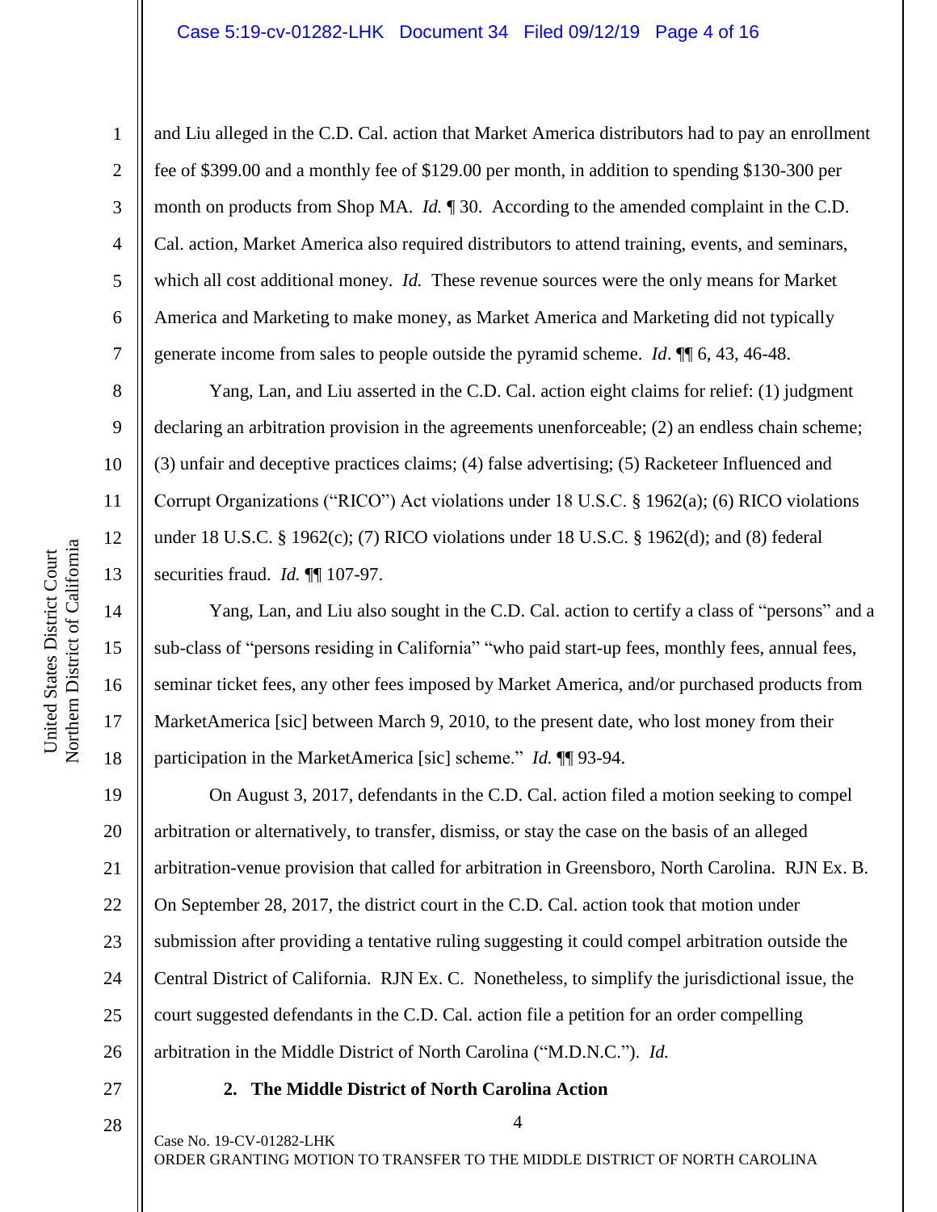and Liu alleged in the C.D. Cal. action that Market America distributors had to pay an enrollment fee of $399.00 and a monthly fee of $129.00 per month, in addition to spending $130-300 per month on products from Shop MA. *Id.* ¶ 30. According to the amended complaint in the C.D. Cal. action, Market America also required distributors to attend training, events, and seminars, which all cost additional money. *Id.* These revenue sources were the only means for Market America and Marketing to make money, as Market America and Marketing did not typically generate income from sales to people outside the pyramid scheme. *Id*. ¶¶ 6, 43, 46-48.

Yang, Lan, and Liu asserted in the C.D. Cal. action eight claims for relief: (1) judgment declaring an arbitration provision in the agreements unenforceable; (2) an endless chain scheme; (3) unfair and deceptive practices claims; (4) false advertising; (5) Racketeer Influenced and Corrupt Organizations ("RICO") Act violations under 18 U.S.C. § 1962(a); (6) RICO violations under 18 U.S.C. § 1962(c); (7) RICO violations under 18 U.S.C. § 1962(d); and (8) federal securities fraud. *Id.* ¶¶ 107-97.

Yang, Lan, and Liu also sought in the C.D. Cal. action to certify a class of "persons" and a sub-class of "persons residing in California" "who paid start-up fees, monthly fees, annual fees, seminar ticket fees, any other fees imposed by Market America, and/or purchased products from MarketAmerica [sic] between March 9, 2010, to the present date, who lost money from their participation in the MarketAmerica [sic] scheme." *Id.* ¶¶ 93-94.

On August 3, 2017, defendants in the C.D. Cal. action filed a motion seeking to compel arbitration or alternatively, to transfer, dismiss, or stay the case on the basis of an alleged arbitration-venue provision that called for arbitration in Greensboro, North Carolina. RJN Ex. B. On September 28, 2017, the district court in the C.D. Cal. action took that motion under submission after providing a tentative ruling suggesting it could compel arbitration outside the Central District of California. RJN Ex. C. Nonetheless, to simplify the jurisdictional issue, the court suggested defendants in the C.D. Cal. action file a petition for an order compelling arbitration in the Middle District of North Carolina ("M.D.N.C."). *Id.*

**2. The Middle District of North Carolina Action**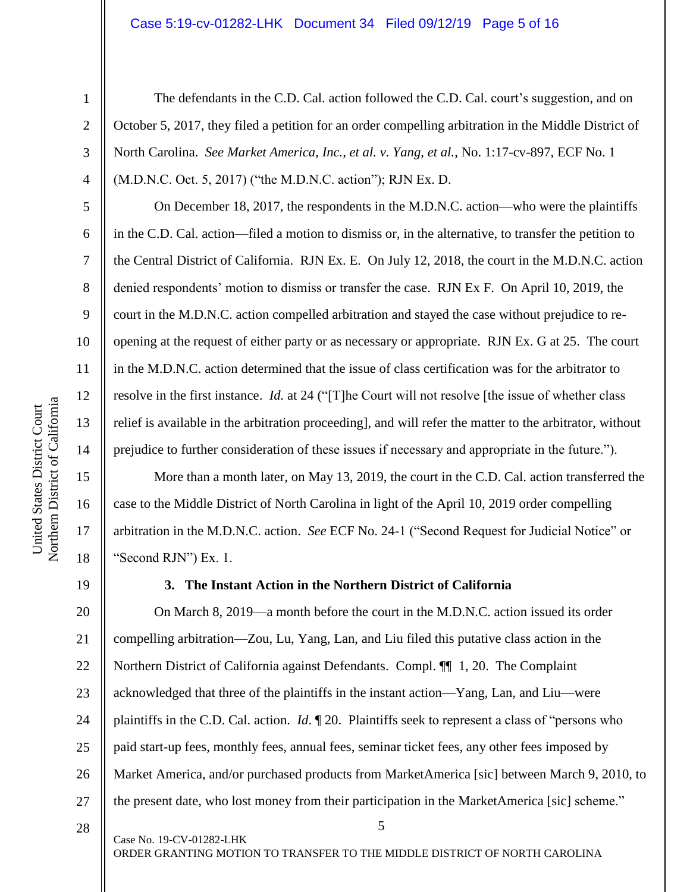The defendants in the C.D. Cal. action followed the C.D. Cal. court's suggestion, and on October 5, 2017, they filed a petition for an order compelling arbitration in the Middle District of North Carolina. *See Market America, Inc., et al. v. Yang, et al.*, No. 1:17-cv-897, ECF No. 1 (M.D.N.C. Oct. 5, 2017) ("the M.D.N.C. action"); RJN Ex. D.

On December 18, 2017, the respondents in the M.D.N.C. action—who were the plaintiffs in the C.D. Cal. action—filed a motion to dismiss or, in the alternative, to transfer the petition to the Central District of California. RJN Ex. E. On July 12, 2018, the court in the M.D.N.C. action denied respondents' motion to dismiss or transfer the case. RJN Ex F. On April 10, 2019, the court in the M.D.N.C. action compelled arbitration and stayed the case without prejudice to re-opening at the request of either party or as necessary or appropriate. RJN Ex. G at 25. The court in the M.D.N.C. action determined that the issue of class certification was for the arbitrator to resolve in the first instance. *Id.* at 24 ("[T]he Court will not resolve [the issue of whether class relief is available in the arbitration proceeding], and will refer the matter to the arbitrator, without prejudice to further consideration of these issues if necessary and appropriate in the future.").

More than a month later, on May 13, 2019, the court in the C.D. Cal. action transferred the case to the Middle District of North Carolina in light of the April 10, 2019 order compelling arbitration in the M.D.N.C. action. *See* ECF No. 24-1 ("Second Request for Judicial Notice" or "Second RJN") Ex. 1.

### 3. The Instant Action in the Northern District of California

On March 8, 2019—a month before the court in the M.D.N.C. action issued its order compelling arbitration—Zou, Lu, Yang, Lan, and Liu filed this putative class action in the Northern District of California against Defendants. Compl. ¶¶ 1, 20. The Complaint acknowledged that three of the plaintiffs in the instant action—Yang, Lan, and Liu—were plaintiffs in the C.D. Cal. action. *Id*. ¶ 20. Plaintiffs seek to represent a class of "persons who paid start-up fees, monthly fees, annual fees, seminar ticket fees, any other fees imposed by Market America, and/or purchased products from MarketAmerica [sic] between March 9, 2010, to the present date, who lost money from their participation in the MarketAmerica [sic] scheme."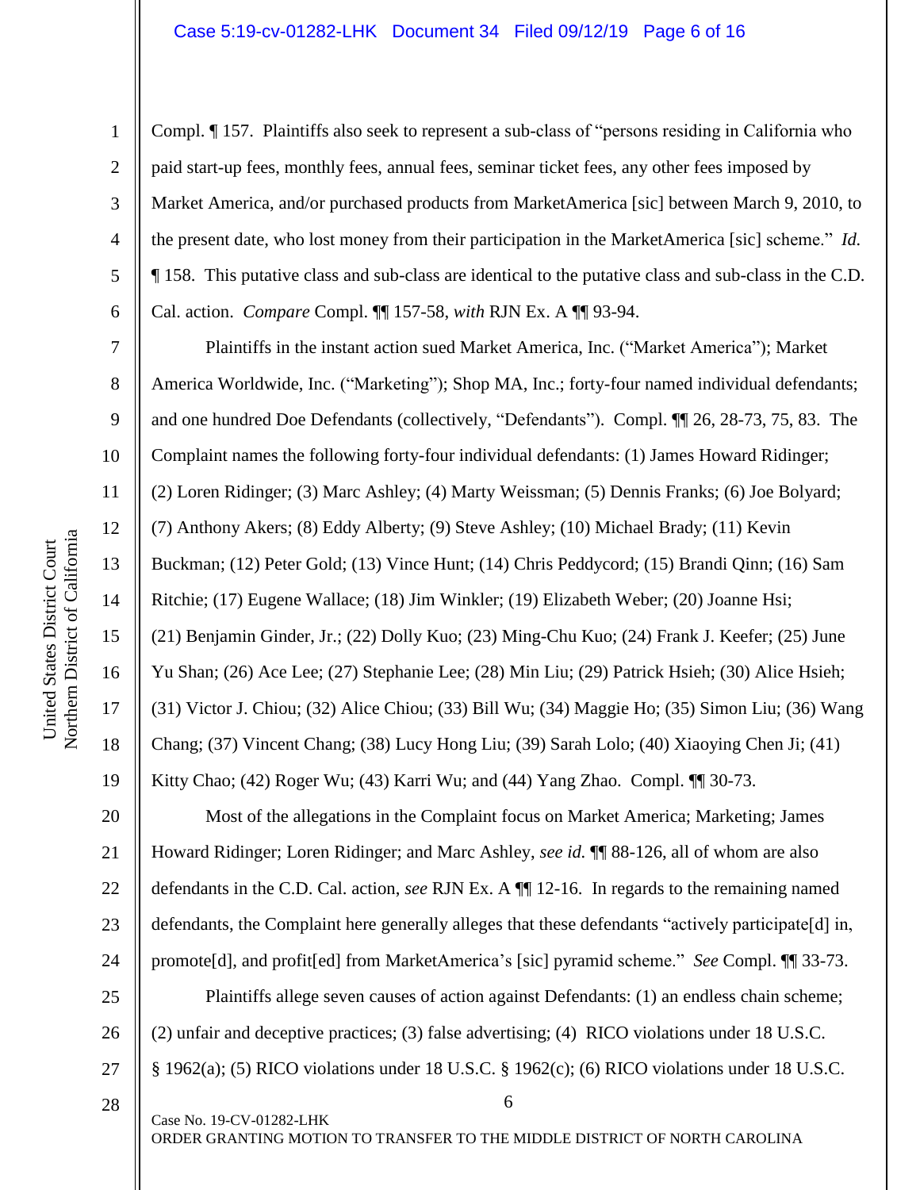Compl. ¶ 157. Plaintiffs also seek to represent a sub-class of "persons residing in California who paid start-up fees, monthly fees, annual fees, seminar ticket fees, any other fees imposed by Market America, and/or purchased products from MarketAmerica [sic] between March 9, 2010, to the present date, who lost money from their participation in the MarketAmerica [sic] scheme." *Id.* ¶ 158. This putative class and sub-class are identical to the putative class and sub-class in the C.D. Cal. action. *Compare* Compl. ¶¶ 157-58, *with* RJN Ex. A ¶¶ 93-94.

Plaintiffs in the instant action sued Market America, Inc. ("Market America"); Market America Worldwide, Inc. ("Marketing"); Shop MA, Inc.; forty-four named individual defendants; and one hundred Doe Defendants (collectively, "Defendants"). Compl. ¶¶ 26, 28-73, 75, 83. The Complaint names the following forty-four individual defendants: (1) James Howard Ridinger; (2) Loren Ridinger; (3) Marc Ashley; (4) Marty Weissman; (5) Dennis Franks; (6) Joe Bolyard; (7) Anthony Akers; (8) Eddy Alberty; (9) Steve Ashley; (10) Michael Brady; (11) Kevin Buckman; (12) Peter Gold; (13) Vince Hunt; (14) Chris Peddycord; (15) Brandi Qinn; (16) Sam Ritchie; (17) Eugene Wallace; (18) Jim Winkler; (19) Elizabeth Weber; (20) Joanne Hsi; (21) Benjamin Ginder, Jr.; (22) Dolly Kuo; (23) Ming-Chu Kuo; (24) Frank J. Keefer; (25) June Yu Shan; (26) Ace Lee; (27) Stephanie Lee; (28) Min Liu; (29) Patrick Hsieh; (30) Alice Hsieh; (31) Victor J. Chiou; (32) Alice Chiou; (33) Bill Wu; (34) Maggie Ho; (35) Simon Liu; (36) Wang Chang; (37) Vincent Chang; (38) Lucy Hong Liu; (39) Sarah Lolo; (40) Xiaoying Chen Ji; (41) Kitty Chao; (42) Roger Wu; (43) Karri Wu; and (44) Yang Zhao. Compl. ¶¶ 30-73.

Most of the allegations in the Complaint focus on Market America; Marketing; James Howard Ridinger; Loren Ridinger; and Marc Ashley, *see id.* ¶¶ 88-126, all of whom are also defendants in the C.D. Cal. action, *see* RJN Ex. A ¶¶ 12-16. In regards to the remaining named defendants, the Complaint here generally alleges that these defendants "actively participate[d] in, promote[d], and profit[ed] from MarketAmerica's [sic] pyramid scheme." *See* Compl. ¶¶ 33-73.

Plaintiffs allege seven causes of action against Defendants: (1) an endless chain scheme; (2) unfair and deceptive practices; (3) false advertising; (4) RICO violations under 18 U.S.C. § 1962(a); (5) RICO violations under 18 U.S.C. § 1962(c); (6) RICO violations under 18 U.S.C.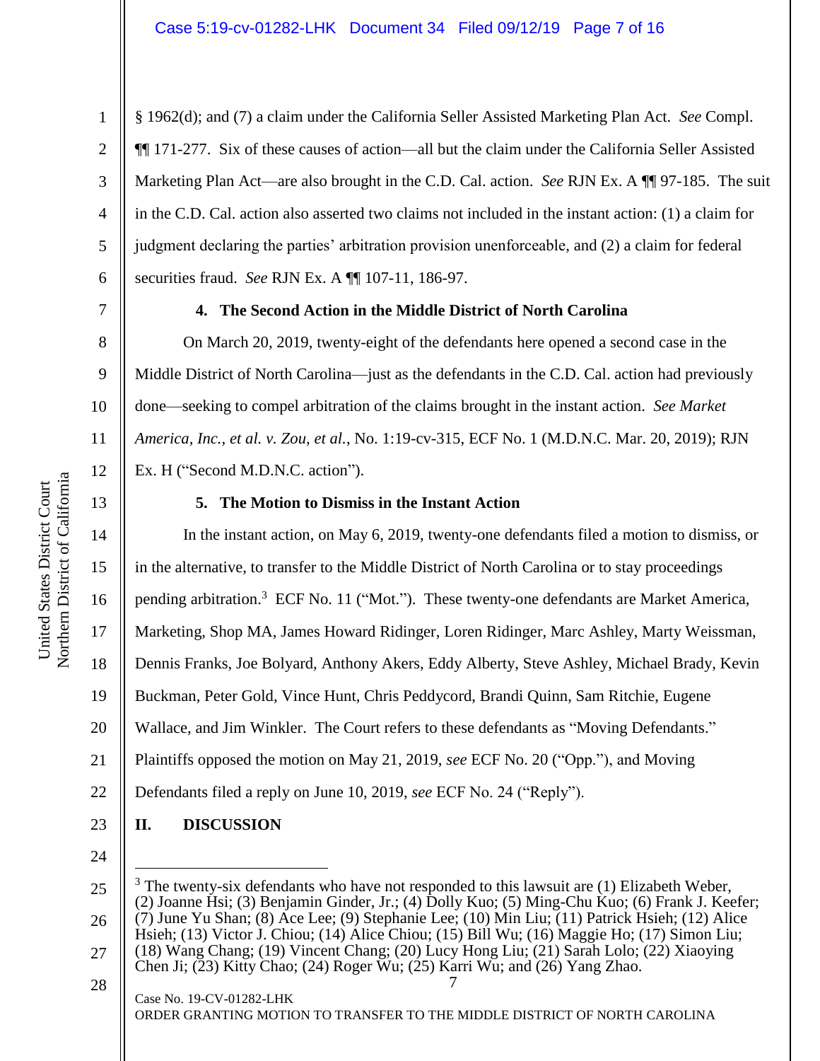§ 1962(d); and (7) a claim under the California Seller Assisted Marketing Plan Act. *See* Compl. ¶¶ 171-277. Six of these causes of action—all but the claim under the California Seller Assisted Marketing Plan Act—are also brought in the C.D. Cal. action. *See* RJN Ex. A ¶¶ 97-185. The suit in the C.D. Cal. action also asserted two claims not included in the instant action: (1) a claim for judgment declaring the parties' arbitration provision unenforceable, and (2) a claim for federal securities fraud. *See* RJN Ex. A ¶¶ 107-11, 186-97.

**4. The Second Action in the Middle District of North Carolina**

On March 20, 2019, twenty-eight of the defendants here opened a second case in the Middle District of North Carolina—just as the defendants in the C.D. Cal. action had previously done—seeking to compel arbitration of the claims brought in the instant action. *See Market America, Inc., et al. v. Zou, et al.*, No. 1:19-cv-315, ECF No. 1 (M.D.N.C. Mar. 20, 2019); RJN Ex. H ("Second M.D.N.C. action").

**5. The Motion to Dismiss in the Instant Action**

In the instant action, on May 6, 2019, twenty-one defendants filed a motion to dismiss, or in the alternative, to transfer to the Middle District of North Carolina or to stay proceedings pending arbitration.[3] ECF No. 11 ("Mot."). These twenty-one defendants are Market America, Marketing, Shop MA, James Howard Ridinger, Loren Ridinger, Marc Ashley, Marty Weissman, Dennis Franks, Joe Bolyard, Anthony Akers, Eddy Alberty, Steve Ashley, Michael Brady, Kevin Buckman, Peter Gold, Vince Hunt, Chris Peddycord, Brandi Quinn, Sam Ritchie, Eugene Wallace, and Jim Winkler. The Court refers to these defendants as "Moving Defendants." Plaintiffs opposed the motion on May 21, 2019, *see* ECF No. 20 ("Opp."), and Moving Defendants filed a reply on June 10, 2019, *see* ECF No. 24 ("Reply").

## II. DISCUSSION

[3] The twenty-six defendants who have not responded to this lawsuit are (1) Elizabeth Weber, (2) Joanne Hsi; (3) Benjamin Ginder, Jr.; (4) Dolly Kuo; (5) Ming-Chu Kuo; (6) Frank J. Keefer; (7) June Yu Shan; (8) Ace Lee; (9) Stephanie Lee; (10) Min Liu; (11) Patrick Hsieh; (12) Alice Hsieh; (13) Victor J. Chiou; (14) Alice Chiou; (15) Bill Wu; (16) Maggie Ho; (17) Simon Liu; (18) Wang Chang; (19) Vincent Chang; (20) Lucy Hong Liu; (21) Sarah Lolo; (22) Xiaoying Chen Ji; (23) Kitty Chao; (24) Roger Wu; (25) Karri Wu; and (26) Yang Zhao.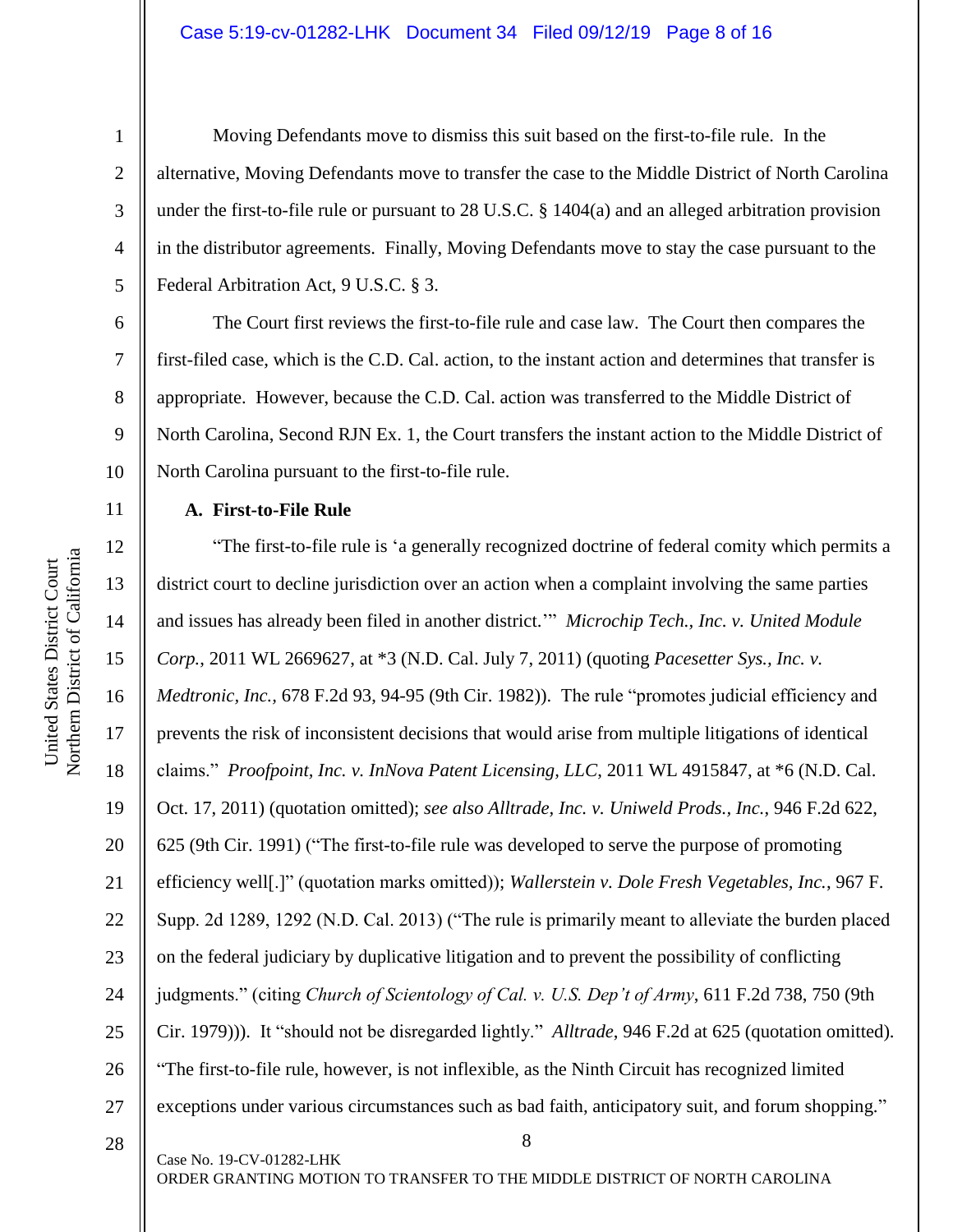Moving Defendants move to dismiss this suit based on the first-to-file rule. In the alternative, Moving Defendants move to transfer the case to the Middle District of North Carolina under the first-to-file rule or pursuant to 28 U.S.C. § 1404(a) and an alleged arbitration provision in the distributor agreements. Finally, Moving Defendants move to stay the case pursuant to the Federal Arbitration Act, 9 U.S.C. § 3.

The Court first reviews the first-to-file rule and case law. The Court then compares the first-filed case, which is the C.D. Cal. action, to the instant action and determines that transfer is appropriate. However, because the C.D. Cal. action was transferred to the Middle District of North Carolina, Second RJN Ex. 1, the Court transfers the instant action to the Middle District of North Carolina pursuant to the first-to-file rule.

### A. First-to-File Rule

"The first-to-file rule is 'a generally recognized doctrine of federal comity which permits a district court to decline jurisdiction over an action when a complaint involving the same parties and issues has already been filed in another district.'" *Microchip Tech., Inc. v. United Module Corp.*, 2011 WL 2669627, at *3 (N.D. Cal. July 7, 2011) (quoting *Pacesetter Sys., Inc. v. Medtronic, Inc.*, 678 F.2d 93, 94-95 (9th Cir. 1982)). The rule "promotes judicial efficiency and prevents the risk of inconsistent decisions that would arise from multiple litigations of identical claims." *Proofpoint, Inc. v. InNova Patent Licensing, LLC*, 2011 WL 4915847, at *6 (N.D. Cal. Oct. 17, 2011) (quotation omitted); *see also Alltrade, Inc. v. Uniweld Prods., Inc.*, 946 F.2d 622, 625 (9th Cir. 1991) ("The first-to-file rule was developed to serve the purpose of promoting efficiency well[.]" (quotation marks omitted)); *Wallerstein v. Dole Fresh Vegetables, Inc.*, 967 F. Supp. 2d 1289, 1292 (N.D. Cal. 2013) ("The rule is primarily meant to alleviate the burden placed on the federal judiciary by duplicative litigation and to prevent the possibility of conflicting judgments." (citing *Church of Scientology of Cal. v. U.S. Dep't of Army*, 611 F.2d 738, 750 (9th Cir. 1979))). It "should not be disregarded lightly." *Alltrade*, 946 F.2d at 625 (quotation omitted). "The first-to-file rule, however, is not inflexible, as the Ninth Circuit has recognized limited exceptions under various circumstances such as bad faith, anticipatory suit, and forum shopping."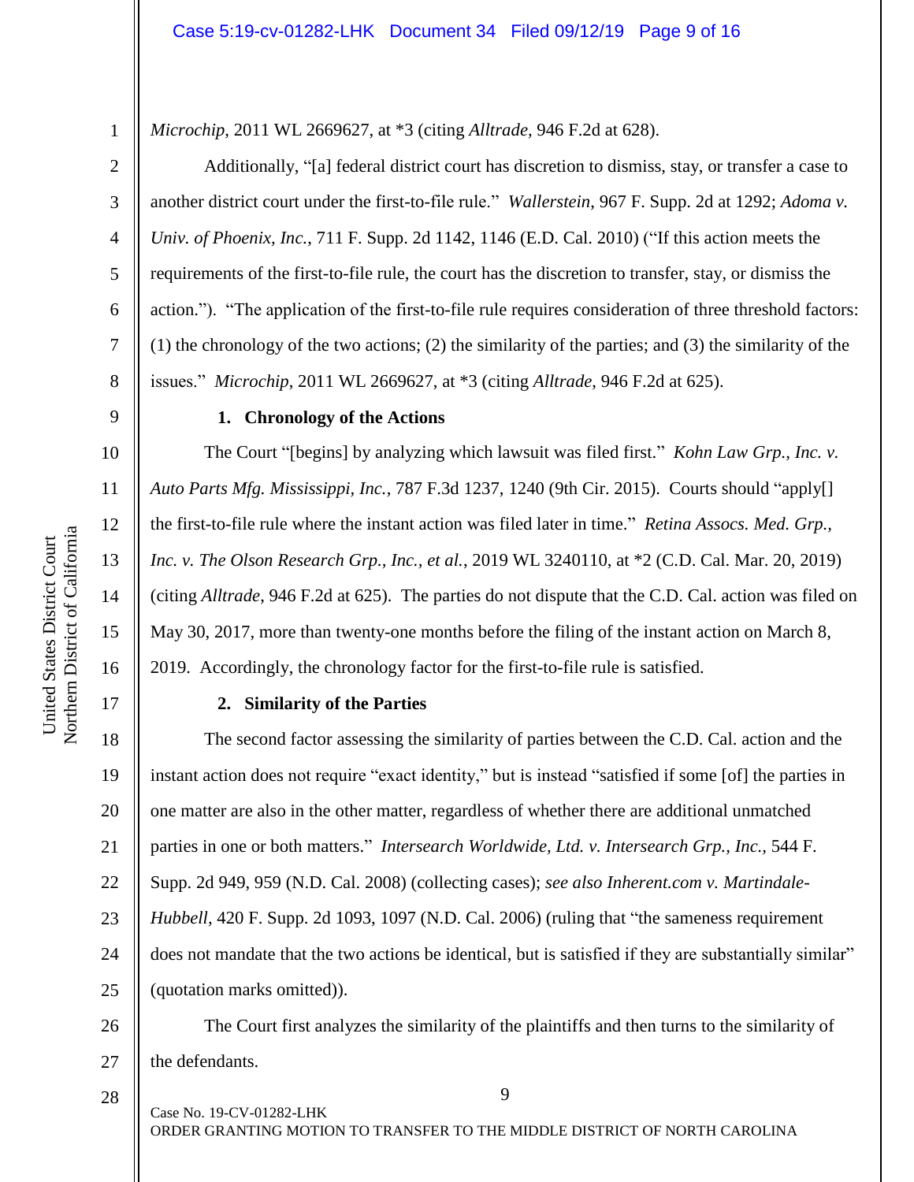*Microchip*, 2011 WL 2669627, at *3 (citing *Alltrade*, 946 F.2d at 628).

Additionally, "[a] federal district court has discretion to dismiss, stay, or transfer a case to another district court under the first-to-file rule." *Wallerstein*, 967 F. Supp. 2d at 1292; *Adoma v. Univ. of Phoenix, Inc.*, 711 F. Supp. 2d 1142, 1146 (E.D. Cal. 2010) ("If this action meets the requirements of the first-to-file rule, the court has the discretion to transfer, stay, or dismiss the action."). "The application of the first-to-file rule requires consideration of three threshold factors: (1) the chronology of the two actions; (2) the similarity of the parties; and (3) the similarity of the issues." *Microchip*, 2011 WL 2669627, at *3 (citing *Alltrade*, 946 F.2d at 625).

**1. Chronology of the Actions**

The Court "[begins] by analyzing which lawsuit was filed first." *Kohn Law Grp., Inc. v. Auto Parts Mfg. Mississippi, Inc.*, 787 F.3d 1237, 1240 (9th Cir. 2015). Courts should "apply[] the first-to-file rule where the instant action was filed later in time." *Retina Assocs. Med. Grp., Inc. v. The Olson Research Grp., Inc., et al.*, 2019 WL 3240110, at *2 (C.D. Cal. Mar. 20, 2019) (citing *Alltrade*, 946 F.2d at 625). The parties do not dispute that the C.D. Cal. action was filed on May 30, 2017, more than twenty-one months before the filing of the instant action on March 8, 2019. Accordingly, the chronology factor for the first-to-file rule is satisfied.

**2. Similarity of the Parties**

The second factor assessing the similarity of parties between the C.D. Cal. action and the instant action does not require "exact identity," but is instead "satisfied if some [of] the parties in one matter are also in the other matter, regardless of whether there are additional unmatched parties in one or both matters." *Intersearch Worldwide, Ltd. v. Intersearch Grp., Inc.*, 544 F. Supp. 2d 949, 959 (N.D. Cal. 2008) (collecting cases); *see also Inherent.com v. Martindale-Hubbell*, 420 F. Supp. 2d 1093, 1097 (N.D. Cal. 2006) (ruling that "the sameness requirement does not mandate that the two actions be identical, but is satisfied if they are substantially similar" (quotation marks omitted)).

The Court first analyzes the similarity of the plaintiffs and then turns to the similarity of the defendants.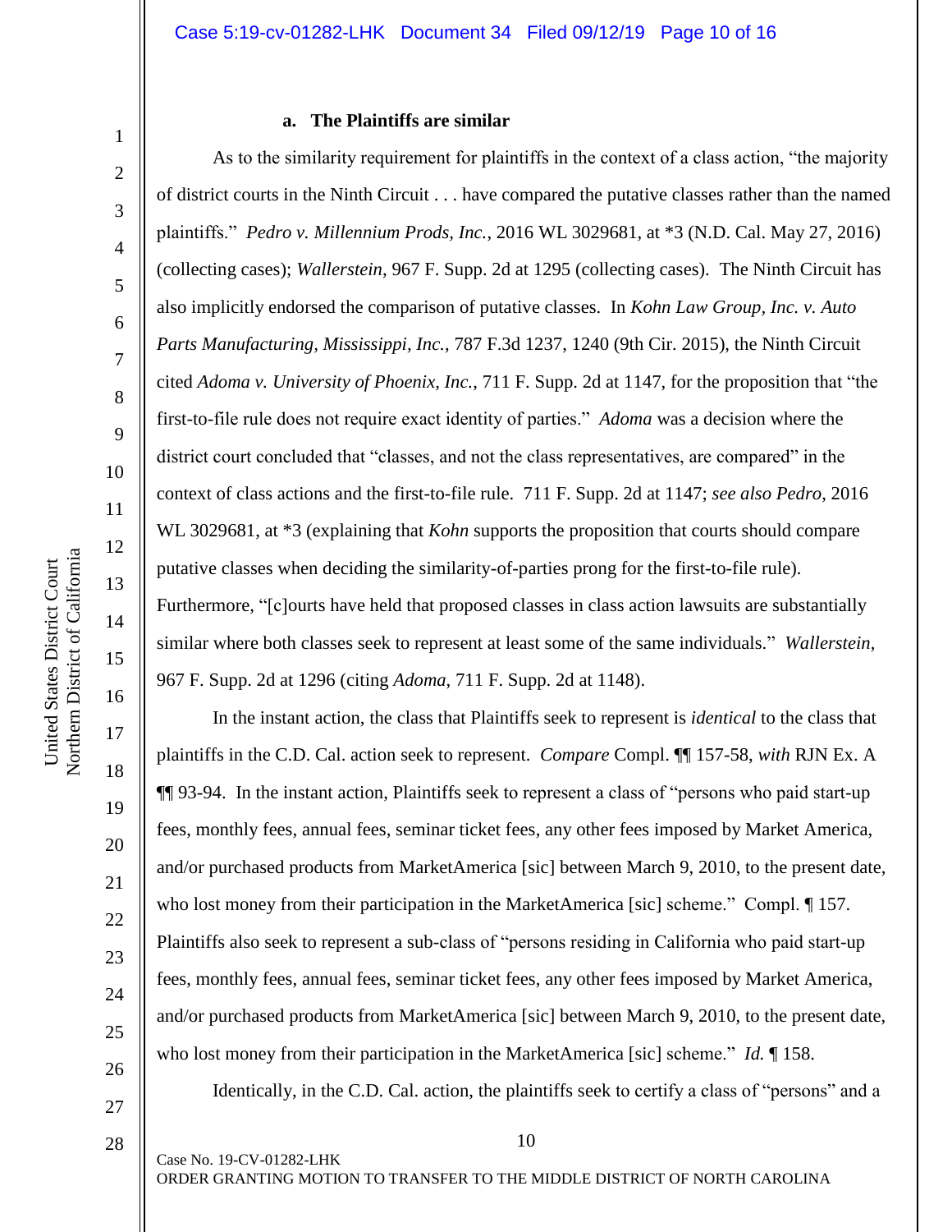#### a. The Plaintiffs are similar

As to the similarity requirement for plaintiffs in the context of a class action, "the majority of district courts in the Ninth Circuit . . . have compared the putative classes rather than the named plaintiffs." *Pedro v. Millennium Prods, Inc.*, 2016 WL 3029681, at *3 (N.D. Cal. May 27, 2016) (collecting cases); *Wallerstein*, 967 F. Supp. 2d at 1295 (collecting cases). The Ninth Circuit has also implicitly endorsed the comparison of putative classes. In *Kohn Law Group, Inc. v. Auto Parts Manufacturing, Mississippi, Inc.*, 787 F.3d 1237, 1240 (9th Cir. 2015), the Ninth Circuit cited *Adoma v. University of Phoenix, Inc.*, 711 F. Supp. 2d at 1147, for the proposition that "the first-to-file rule does not require exact identity of parties." *Adoma* was a decision where the district court concluded that "classes, and not the class representatives, are compared" in the context of class actions and the first-to-file rule. 711 F. Supp. 2d at 1147; *see also Pedro*, 2016 WL 3029681, at *3 (explaining that *Kohn* supports the proposition that courts should compare putative classes when deciding the similarity-of-parties prong for the first-to-file rule). Furthermore, "[c]ourts have held that proposed classes in class action lawsuits are substantially similar where both classes seek to represent at least some of the same individuals." *Wallerstein*, 967 F. Supp. 2d at 1296 (citing *Adoma*, 711 F. Supp. 2d at 1148).

In the instant action, the class that Plaintiffs seek to represent is *identical* to the class that plaintiffs in the C.D. Cal. action seek to represent. *Compare* Compl. ¶¶ 157-58, *with* RJN Ex. A ¶¶ 93-94. In the instant action, Plaintiffs seek to represent a class of "persons who paid start-up fees, monthly fees, annual fees, seminar ticket fees, any other fees imposed by Market America, and/or purchased products from MarketAmerica [sic] between March 9, 2010, to the present date, who lost money from their participation in the MarketAmerica [sic] scheme." Compl. ¶ 157. Plaintiffs also seek to represent a sub-class of "persons residing in California who paid start-up fees, monthly fees, annual fees, seminar ticket fees, any other fees imposed by Market America, and/or purchased products from MarketAmerica [sic] between March 9, 2010, to the present date, who lost money from their participation in the MarketAmerica [sic] scheme." *Id.* ¶ 158.

Identically, in the C.D. Cal. action, the plaintiffs seek to certify a class of "persons" and a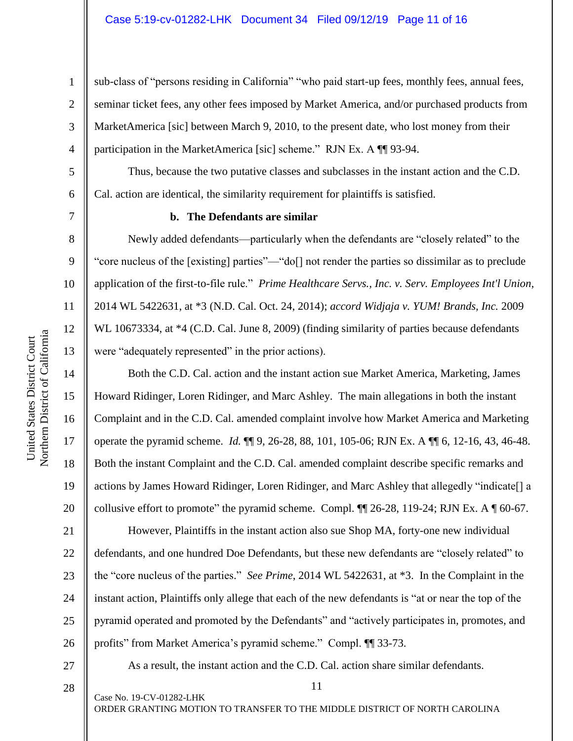sub-class of "persons residing in California" "who paid start-up fees, monthly fees, annual fees, seminar ticket fees, any other fees imposed by Market America, and/or purchased products from MarketAmerica [sic] between March 9, 2010, to the present date, who lost money from their participation in the MarketAmerica [sic] scheme." RJN Ex. A ¶¶ 93-94.

Thus, because the two putative classes and subclasses in the instant action and the C.D. Cal. action are identical, the similarity requirement for plaintiffs is satisfied.

**b. The Defendants are similar**

Newly added defendants—particularly when the defendants are "closely related" to the "core nucleus of the [existing] parties"—"do[] not render the parties so dissimilar as to preclude application of the first-to-file rule." *Prime Healthcare Servs., Inc. v. Serv. Employees Int'l Union*, 2014 WL 5422631, at *3 (N.D. Cal. Oct. 24, 2014); *accord Widjaja v. YUM! Brands, Inc.* 2009 WL 10673334, at *4 (C.D. Cal. June 8, 2009) (finding similarity of parties because defendants were "adequately represented" in the prior actions).

Both the C.D. Cal. action and the instant action sue Market America, Marketing, James Howard Ridinger, Loren Ridinger, and Marc Ashley. The main allegations in both the instant Complaint and in the C.D. Cal. amended complaint involve how Market America and Marketing operate the pyramid scheme. *Id.* ¶¶ 9, 26-28, 88, 101, 105-06; RJN Ex. A ¶¶ 6, 12-16, 43, 46-48. Both the instant Complaint and the C.D. Cal. amended complaint describe specific remarks and actions by James Howard Ridinger, Loren Ridinger, and Marc Ashley that allegedly "indicate[] a collusive effort to promote" the pyramid scheme. Compl. ¶¶ 26-28, 119-24; RJN Ex. A ¶ 60-67.

However, Plaintiffs in the instant action also sue Shop MA, forty-one new individual defendants, and one hundred Doe Defendants, but these new defendants are "closely related" to the "core nucleus of the parties." *See Prime*, 2014 WL 5422631, at *3. In the Complaint in the instant action, Plaintiffs only allege that each of the new defendants is "at or near the top of the pyramid operated and promoted by the Defendants" and "actively participates in, promotes, and profits" from Market America's pyramid scheme." Compl. ¶¶ 33-73.

As a result, the instant action and the C.D. Cal. action share similar defendants.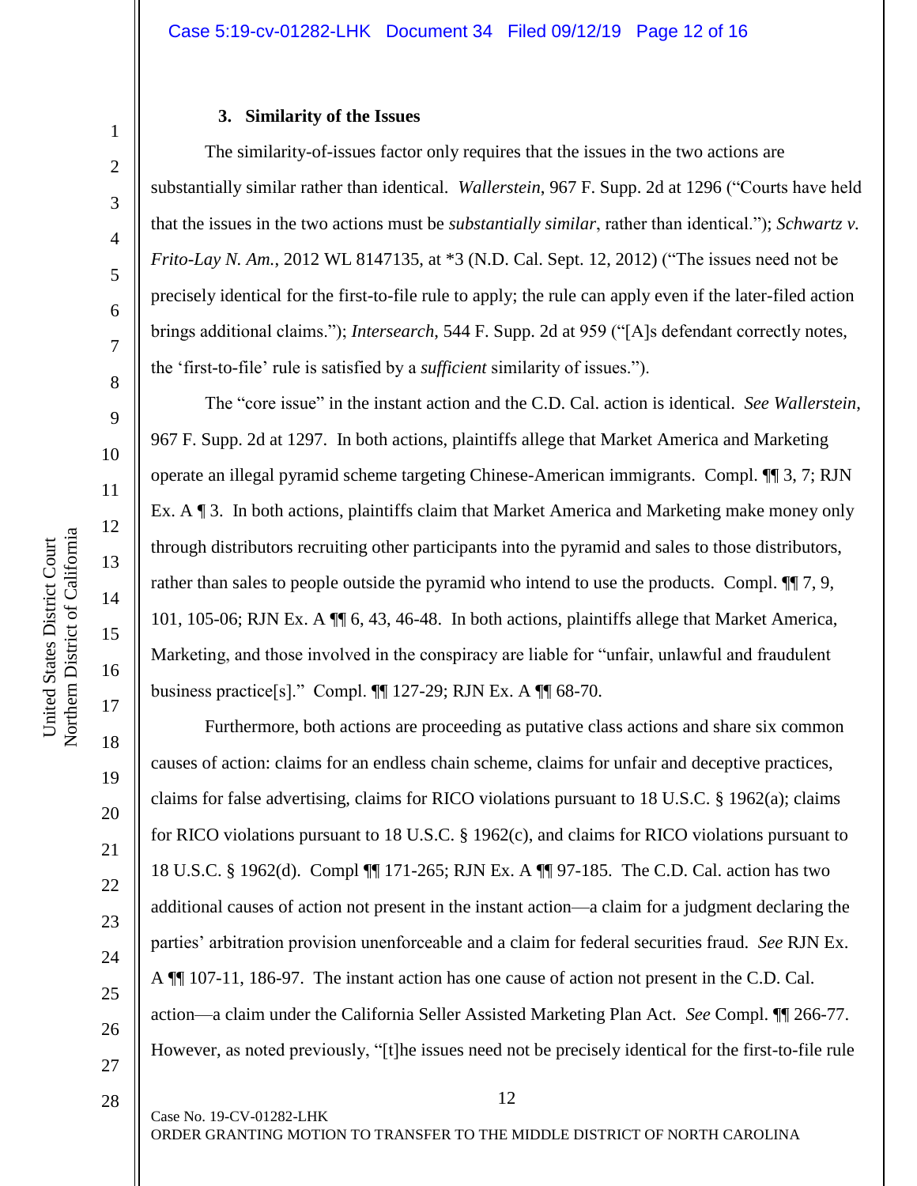### 3. Similarity of the Issues

The similarity-of-issues factor only requires that the issues in the two actions are substantially similar rather than identical. *Wallerstein*, 967 F. Supp. 2d at 1296 ("Courts have held that the issues in the two actions must be *substantially similar*, rather than identical."); *Schwartz v. Frito-Lay N. Am.*, 2012 WL 8147135, at *3 (N.D. Cal. Sept. 12, 2012) ("The issues need not be precisely identical for the first-to-file rule to apply; the rule can apply even if the later-filed action brings additional claims."); *Intersearch*, 544 F. Supp. 2d at 959 ("[A]s defendant correctly notes, the 'first-to-file' rule is satisfied by a *sufficient* similarity of issues.").

The "core issue" in the instant action and the C.D. Cal. action is identical. *See Wallerstein*, 967 F. Supp. 2d at 1297. In both actions, plaintiffs allege that Market America and Marketing operate an illegal pyramid scheme targeting Chinese-American immigrants. Compl. ¶¶ 3, 7; RJN Ex. A ¶ 3. In both actions, plaintiffs claim that Market America and Marketing make money only through distributors recruiting other participants into the pyramid and sales to those distributors, rather than sales to people outside the pyramid who intend to use the products. Compl. ¶¶ 7, 9, 101, 105-06; RJN Ex. A ¶¶ 6, 43, 46-48. In both actions, plaintiffs allege that Market America, Marketing, and those involved in the conspiracy are liable for "unfair, unlawful and fraudulent business practice[s]." Compl. ¶¶ 127-29; RJN Ex. A ¶¶ 68-70.

Furthermore, both actions are proceeding as putative class actions and share six common causes of action: claims for an endless chain scheme, claims for unfair and deceptive practices, claims for false advertising, claims for RICO violations pursuant to 18 U.S.C. § 1962(a); claims for RICO violations pursuant to 18 U.S.C. § 1962(c), and claims for RICO violations pursuant to 18 U.S.C. § 1962(d). Compl ¶¶ 171-265; RJN Ex. A ¶¶ 97-185. The C.D. Cal. action has two additional causes of action not present in the instant action—a claim for a judgment declaring the parties' arbitration provision unenforceable and a claim for federal securities fraud. *See* RJN Ex. A ¶¶ 107-11, 186-97. The instant action has one cause of action not present in the C.D. Cal. action—a claim under the California Seller Assisted Marketing Plan Act. *See* Compl. ¶¶ 266-77. However, as noted previously, "[t]he issues need not be precisely identical for the first-to-file rule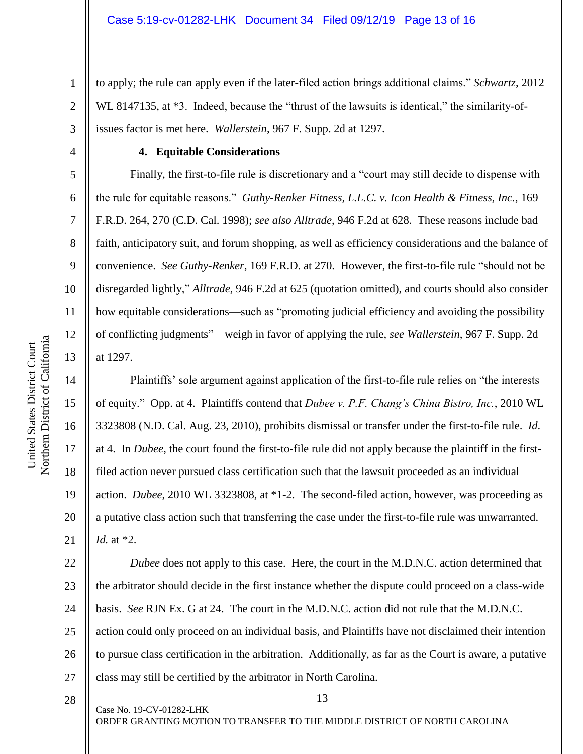to apply; the rule can apply even if the later-filed action brings additional claims." *Schwartz*, 2012 WL 8147135, at *3. Indeed, because the "thrust of the lawsuits is identical," the similarity-of-issues factor is met here. *Wallerstein*, 967 F. Supp. 2d at 1297.

**4. Equitable Considerations**

Finally, the first-to-file rule is discretionary and a "court may still decide to dispense with the rule for equitable reasons." *Guthy-Renker Fitness, L.L.C. v. Icon Health & Fitness, Inc.*, 169 F.R.D. 264, 270 (C.D. Cal. 1998); *see also Alltrade*, 946 F.2d at 628. These reasons include bad faith, anticipatory suit, and forum shopping, as well as efficiency considerations and the balance of convenience. *See Guthy-Renker*, 169 F.R.D. at 270. However, the first-to-file rule "should not be disregarded lightly," *Alltrade*, 946 F.2d at 625 (quotation omitted), and courts should also consider how equitable considerations—such as "promoting judicial efficiency and avoiding the possibility of conflicting judgments"—weigh in favor of applying the rule, *see Wallerstein*, 967 F. Supp. 2d at 1297.

Plaintiffs' sole argument against application of the first-to-file rule relies on "the interests of equity." Opp. at 4. Plaintiffs contend that *Dubee v. P.F. Chang's China Bistro, Inc.*, 2010 WL 3323808 (N.D. Cal. Aug. 23, 2010), prohibits dismissal or transfer under the first-to-file rule. *Id.* at 4. In *Dubee*, the court found the first-to-file rule did not apply because the plaintiff in the first-filed action never pursued class certification such that the lawsuit proceeded as an individual action. *Dubee*, 2010 WL 3323808, at *1-2. The second-filed action, however, was proceeding as a putative class action such that transferring the case under the first-to-file rule was unwarranted. *Id.* at *2.

*Dubee* does not apply to this case. Here, the court in the M.D.N.C. action determined that the arbitrator should decide in the first instance whether the dispute could proceed on a class-wide basis. *See* RJN Ex. G at 24. The court in the M.D.N.C. action did not rule that the M.D.N.C. action could only proceed on an individual basis, and Plaintiffs have not disclaimed their intention to pursue class certification in the arbitration. Additionally, as far as the Court is aware, a putative class may still be certified by the arbitrator in North Carolina.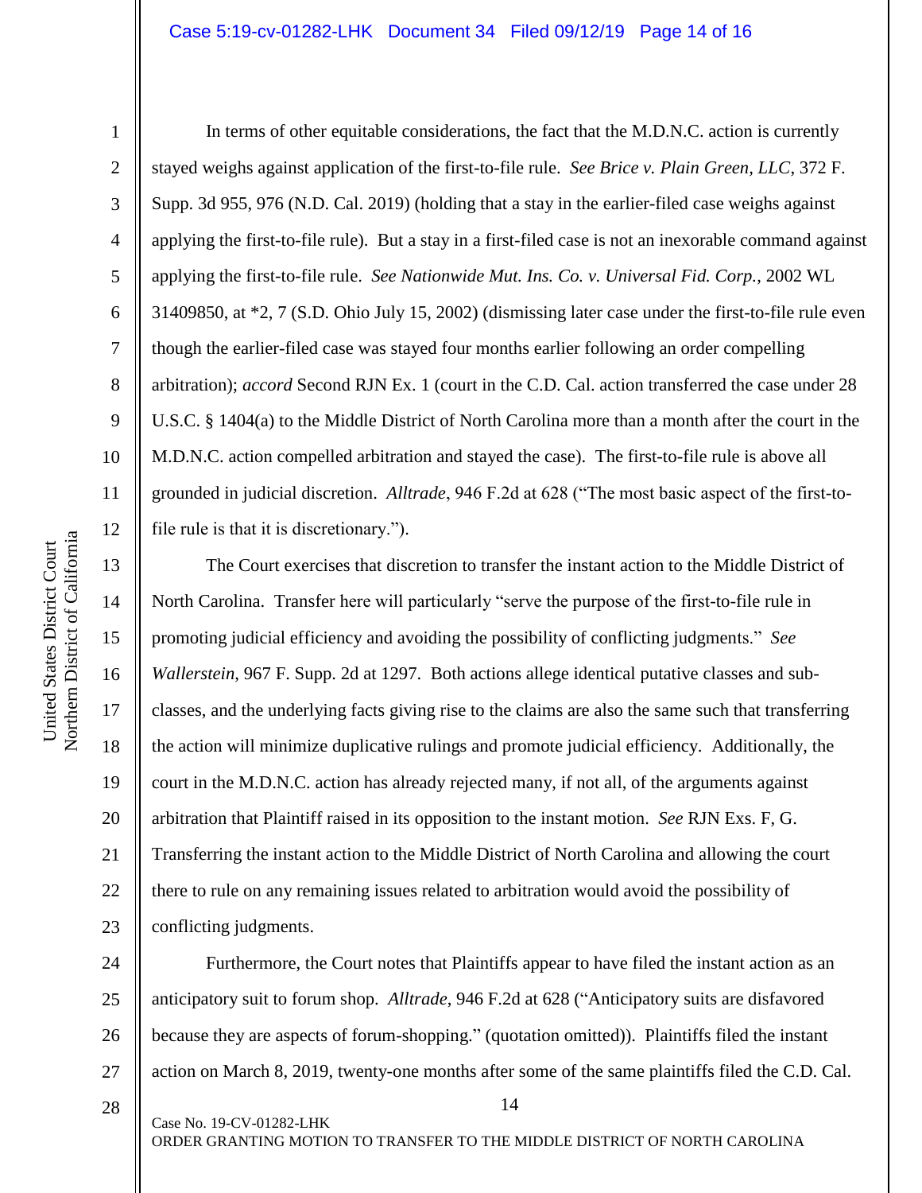In terms of other equitable considerations, the fact that the M.D.N.C. action is currently stayed weighs against application of the first-to-file rule. *See Brice v. Plain Green, LLC*, 372 F. Supp. 3d 955, 976 (N.D. Cal. 2019) (holding that a stay in the earlier-filed case weighs against applying the first-to-file rule). But a stay in a first-filed case is not an inexorable command against applying the first-to-file rule. *See Nationwide Mut. Ins. Co. v. Universal Fid. Corp.*, 2002 WL 31409850, at *2, 7 (S.D. Ohio July 15, 2002) (dismissing later case under the first-to-file rule even though the earlier-filed case was stayed four months earlier following an order compelling arbitration); *accord* Second RJN Ex. 1 (court in the C.D. Cal. action transferred the case under 28 U.S.C. § 1404(a) to the Middle District of North Carolina more than a month after the court in the M.D.N.C. action compelled arbitration and stayed the case). The first-to-file rule is above all grounded in judicial discretion. *Alltrade*, 946 F.2d at 628 ("The most basic aspect of the first-to-file rule is that it is discretionary.").

The Court exercises that discretion to transfer the instant action to the Middle District of North Carolina. Transfer here will particularly "serve the purpose of the first-to-file rule in promoting judicial efficiency and avoiding the possibility of conflicting judgments." *See Wallerstein*, 967 F. Supp. 2d at 1297. Both actions allege identical putative classes and sub-classes, and the underlying facts giving rise to the claims are also the same such that transferring the action will minimize duplicative rulings and promote judicial efficiency. Additionally, the court in the M.D.N.C. action has already rejected many, if not all, of the arguments against arbitration that Plaintiff raised in its opposition to the instant motion. *See* RJN Exs. F, G. Transferring the instant action to the Middle District of North Carolina and allowing the court there to rule on any remaining issues related to arbitration would avoid the possibility of conflicting judgments.

Furthermore, the Court notes that Plaintiffs appear to have filed the instant action as an anticipatory suit to forum shop. *Alltrade*, 946 F.2d at 628 ("Anticipatory suits are disfavored because they are aspects of forum-shopping." (quotation omitted)). Plaintiffs filed the instant action on March 8, 2019, twenty-one months after some of the same plaintiffs filed the C.D. Cal.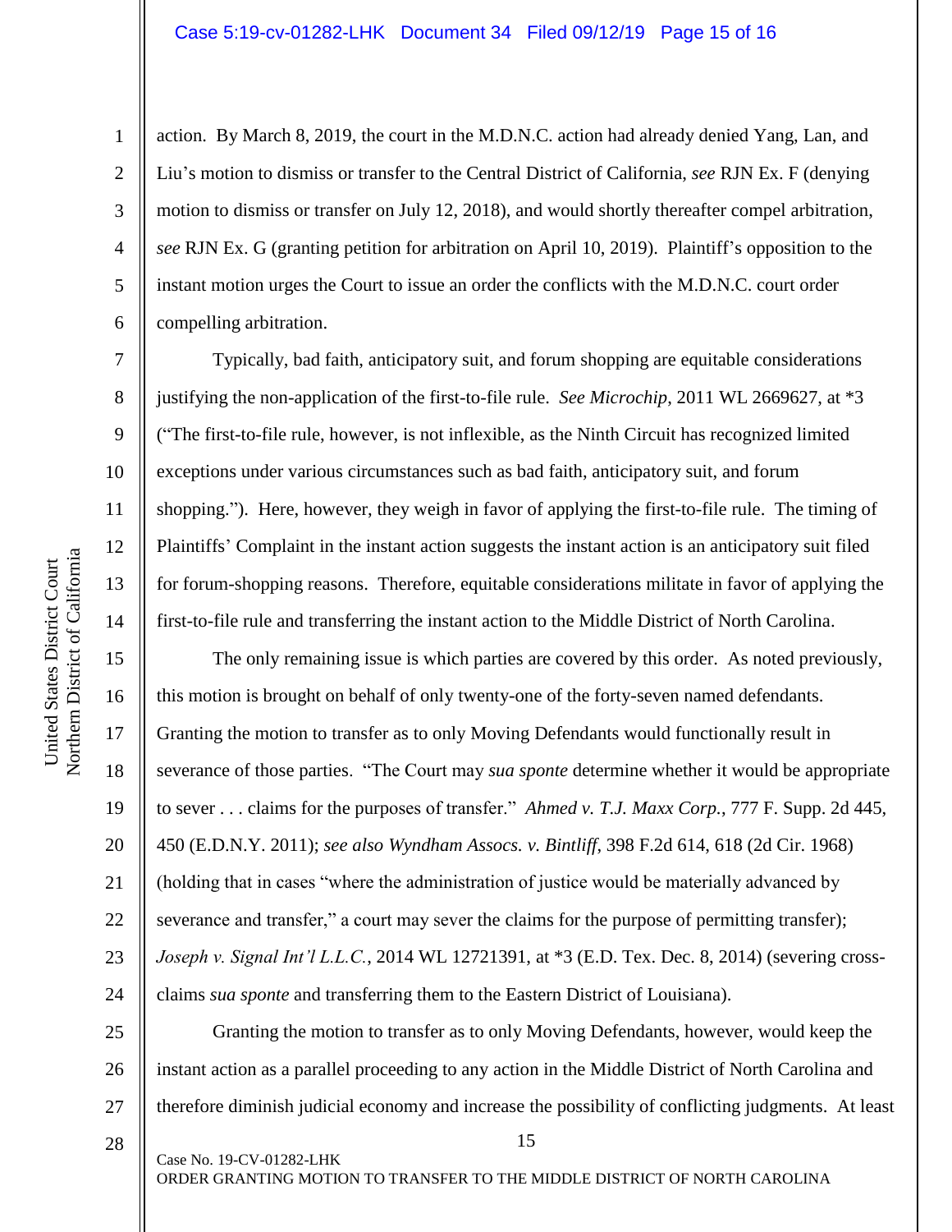action. By March 8, 2019, the court in the M.D.N.C. action had already denied Yang, Lan, and Liu's motion to dismiss or transfer to the Central District of California, *see* RJN Ex. F (denying motion to dismiss or transfer on July 12, 2018), and would shortly thereafter compel arbitration, *see* RJN Ex. G (granting petition for arbitration on April 10, 2019). Plaintiff's opposition to the instant motion urges the Court to issue an order the conflicts with the M.D.N.C. court order compelling arbitration.

Typically, bad faith, anticipatory suit, and forum shopping are equitable considerations justifying the non-application of the first-to-file rule. *See Microchip*, 2011 WL 2669627, at *3 ("The first-to-file rule, however, is not inflexible, as the Ninth Circuit has recognized limited exceptions under various circumstances such as bad faith, anticipatory suit, and forum shopping."). Here, however, they weigh in favor of applying the first-to-file rule. The timing of Plaintiffs' Complaint in the instant action suggests the instant action is an anticipatory suit filed for forum-shopping reasons. Therefore, equitable considerations militate in favor of applying the first-to-file rule and transferring the instant action to the Middle District of North Carolina.

The only remaining issue is which parties are covered by this order. As noted previously, this motion is brought on behalf of only twenty-one of the forty-seven named defendants. Granting the motion to transfer as to only Moving Defendants would functionally result in severance of those parties. "The Court may *sua sponte* determine whether it would be appropriate to sever . . . claims for the purposes of transfer." *Ahmed v. T.J. Maxx Corp.*, 777 F. Supp. 2d 445, 450 (E.D.N.Y. 2011); *see also Wyndham Assocs. v. Bintliff*, 398 F.2d 614, 618 (2d Cir. 1968) (holding that in cases "where the administration of justice would be materially advanced by severance and transfer," a court may sever the claims for the purpose of permitting transfer); *Joseph v. Signal Int'l L.L.C.*, 2014 WL 12721391, at *3 (E.D. Tex. Dec. 8, 2014) (severing cross-claims *sua sponte* and transferring them to the Eastern District of Louisiana).

Granting the motion to transfer as to only Moving Defendants, however, would keep the instant action as a parallel proceeding to any action in the Middle District of North Carolina and therefore diminish judicial economy and increase the possibility of conflicting judgments. At least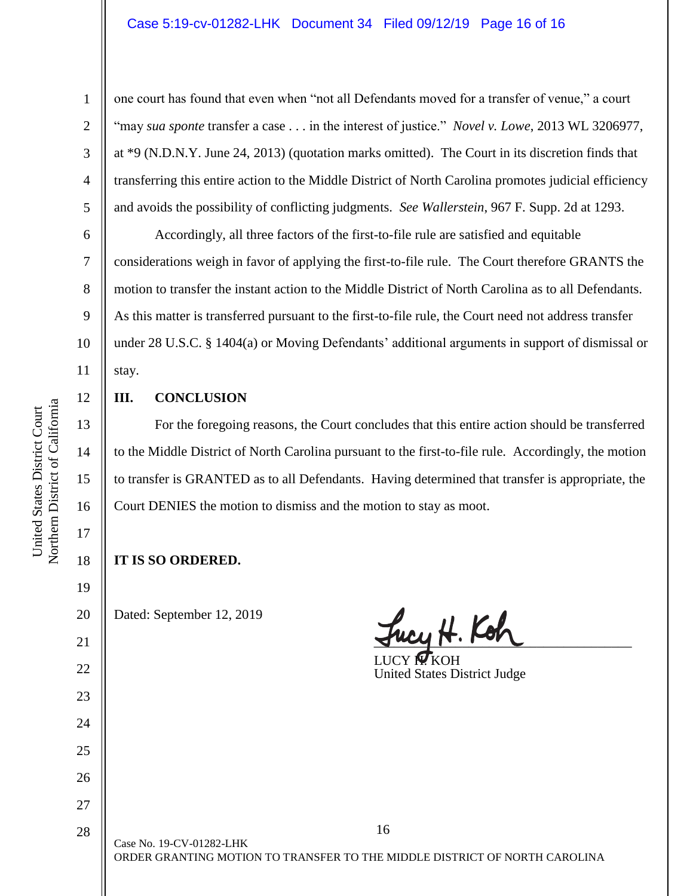one court has found that even when "not all Defendants moved for a transfer of venue," a court "may *sua sponte* transfer a case . . . in the interest of justice." *Novel v. Lowe*, 2013 WL 3206977, at *9 (N.D.N.Y. June 24, 2013) (quotation marks omitted). The Court in its discretion finds that transferring this entire action to the Middle District of North Carolina promotes judicial efficiency and avoids the possibility of conflicting judgments. *See Wallerstein*, 967 F. Supp. 2d at 1293.

Accordingly, all three factors of the first-to-file rule are satisfied and equitable considerations weigh in favor of applying the first-to-file rule. The Court therefore GRANTS the motion to transfer the instant action to the Middle District of North Carolina as to all Defendants. As this matter is transferred pursuant to the first-to-file rule, the Court need not address transfer under 28 U.S.C. § 1404(a) or Moving Defendants' additional arguments in support of dismissal or stay.

## III. CONCLUSION

For the foregoing reasons, the Court concludes that this entire action should be transferred to the Middle District of North Carolina pursuant to the first-to-file rule. Accordingly, the motion to transfer is GRANTED as to all Defendants. Having determined that transfer is appropriate, the Court DENIES the motion to dismiss and the motion to stay as moot.

**IT IS SO ORDERED.**

Dated: September 12, 2019

LUCY H. KOH
United States District Judge